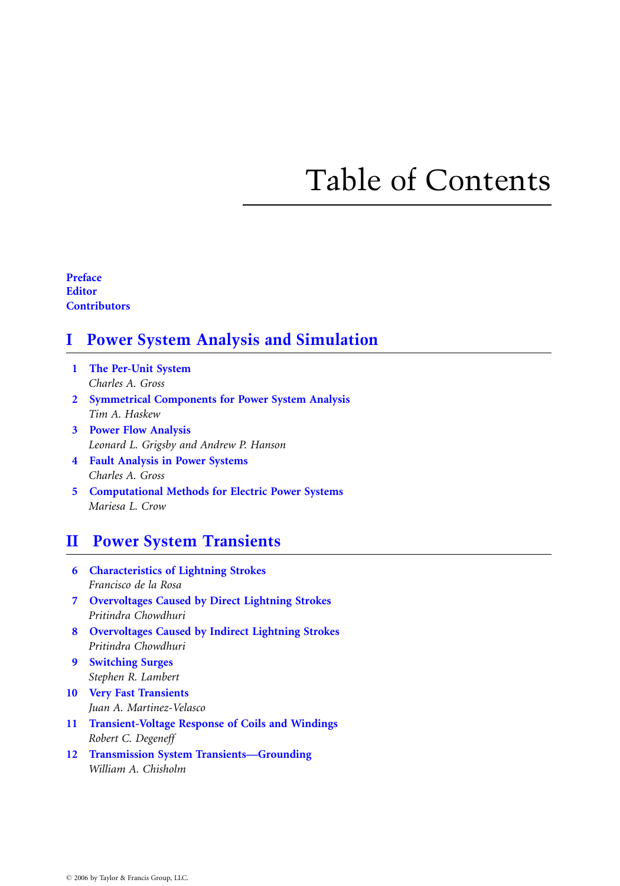# Table of Contents

**Preface**
**Editor**
**Contributors**

## I Power System Analysis and Simulation

**1 The Per-Unit System**
*Charles A. Gross*

**2 Symmetrical Components for Power System Analysis**
*Tim A. Haskew*

**3 Power Flow Analysis**
*Leonard L. Grigsby and Andrew P. Hanson*

**4 Fault Analysis in Power Systems**
*Charles A. Gross*

**5 Computational Methods for Electric Power Systems**
*Mariesa L. Crow*

## II Power System Transients

**6 Characteristics of Lightning Strokes**
*Francisco de la Rosa*

**7 Overvoltages Caused by Direct Lightning Strokes**
*Pritindra Chowdhuri*

**8 Overvoltages Caused by Indirect Lightning Strokes**
*Pritindra Chowdhuri*

**9 Switching Surges**
*Stephen R. Lambert*

**10 Very Fast Transients**
*Juan A. Martinez-Velasco*

**11 Transient-Voltage Response of Coils and Windings**
*Robert C. Degeneff*

**12 Transmission System Transients—Grounding**
*William A. Chisholm*

© 2006 by Taylor & Francis Group, LLC.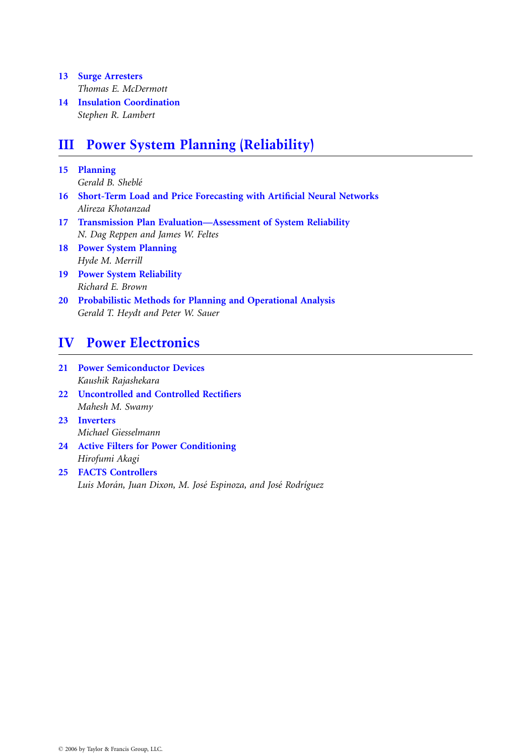**13 Surge Arresters**
*Thomas E. McDermott*

**14 Insulation Coordination**
*Stephen R. Lambert*

## III Power System Planning (Reliability)

**15 Planning**
*Gerald B. Sheblé*

**16 Short-Term Load and Price Forecasting with Artificial Neural Networks**
*Alireza Khotanzad*

**17 Transmission Plan Evaluation—Assessment of System Reliability**
*N. Dag Reppen and James W. Feltes*

**18 Power System Planning**
*Hyde M. Merrill*

**19 Power System Reliability**
*Richard E. Brown*

**20 Probabilistic Methods for Planning and Operational Analysis**
*Gerald T. Heydt and Peter W. Sauer*

## IV Power Electronics

**21 Power Semiconductor Devices**
*Kaushik Rajashekara*

**22 Uncontrolled and Controlled Rectifiers**
*Mahesh M. Swamy*

**23 Inverters**
*Michael Giesselmann*

**24 Active Filters for Power Conditioning**
*Hirofumi Akagi*

**25 FACTS Controllers**
*Luis Morán, Juan Dixon, M. José Espinoza, and José Rodríguez*

© 2006 by Taylor & Francis Group, LLC.